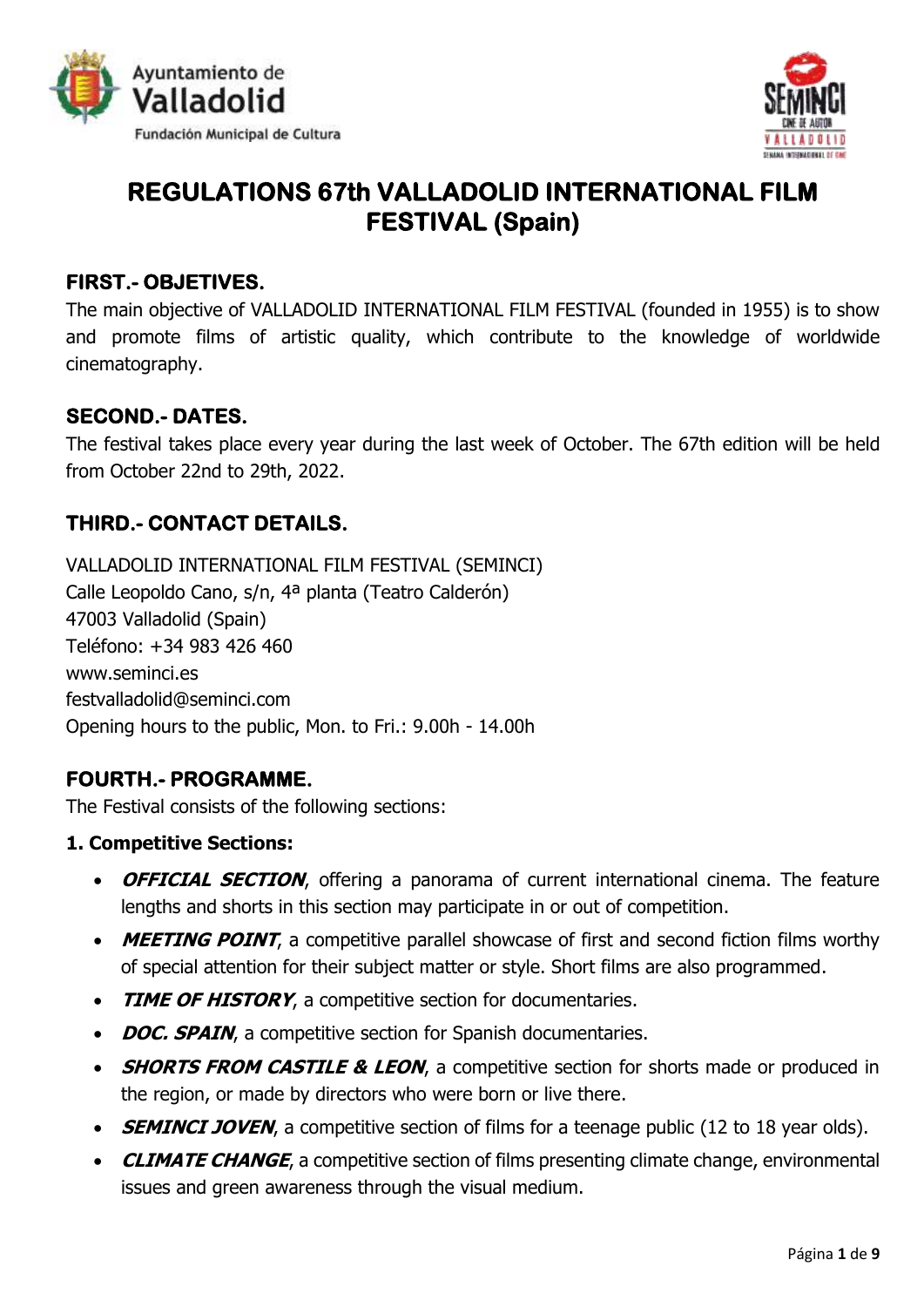# REGULATIONS 67th VALLADOLID INTERNATIONAL FILM FESTIVAL (Spain)

## FIRST.- OBJETIVES.

The main objective of VALLADOLID INTERNATIONAL FILM FESTIVAL (founded in 1955) is to show and promote films of artistic quality, which contribute to the knowledge of worldwide cinematography.

## SECOND.- DATES.

The festival takes place every year during the last week of October. The 67th edition will be held from October 22nd to 29th, 2022.

## THIRD.- CONTACT DETAILS.

VALLADOLID INTERNATIONAL FILM FESTIVAL (SEMINCI)
Calle Leopoldo Cano, s/n, 4ª planta (Teatro Calderón)
47003 Valladolid (Spain)
Teléfono: +34 983 426 460
www.seminci.es
festvalladolid@seminci.com
Opening hours to the public, Mon. to Fri.: 9.00h - 14.00h

## FOURTH.- PROGRAMME.

The Festival consists of the following sections:

**1. Competitive Sections:**

- ***OFFICIAL SECTION***, offering a panorama of current international cinema. The feature lengths and shorts in this section may participate in or out of competition.
- ***MEETING POINT***, a competitive parallel showcase of first and second fiction films worthy of special attention for their subject matter or style. Short films are also programmed.
- ***TIME OF HISTORY***, a competitive section for documentaries.
- ***DOC. SPAIN***, a competitive section for Spanish documentaries.
- ***SHORTS FROM CASTILE & LEON***, a competitive section for shorts made or produced in the region, or made by directors who were born or live there.
- ***SEMINCI JOVEN***, a competitive section of films for a teenage public (12 to 18 year olds).
- ***CLIMATE CHANGE***, a competitive section of films presenting climate change, environmental issues and green awareness through the visual medium.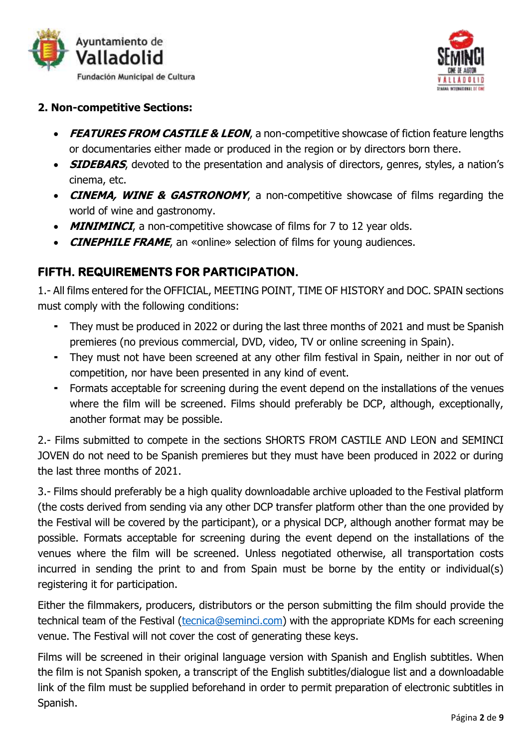**2. Non-competitive Sections:**

- ***FEATURES FROM CASTILE & LEON***, a non-competitive showcase of fiction feature lengths or documentaries either made or produced in the region or by directors born there.
- ***SIDEBARS***, devoted to the presentation and analysis of directors, genres, styles, a nation's cinema, etc.
- ***CINEMA, WINE & GASTRONOMY***, a non-competitive showcase of films regarding the world of wine and gastronomy.
- ***MINIMINCI***, a non-competitive showcase of films for 7 to 12 year olds.
- ***CINEPHILE FRAME***, an «online» selection of films for young audiences.

## FIFTH. REQUIREMENTS FOR PARTICIPATION.

1.- All films entered for the OFFICIAL, MEETING POINT, TIME OF HISTORY and DOC. SPAIN sections must comply with the following conditions:

- They must be produced in 2022 or during the last three months of 2021 and must be Spanish premieres (no previous commercial, DVD, video, TV or online screening in Spain).
- They must not have been screened at any other film festival in Spain, neither in nor out of competition, nor have been presented in any kind of event.
- Formats acceptable for screening during the event depend on the installations of the venues where the film will be screened. Films should preferably be DCP, although, exceptionally, another format may be possible.

2.- Films submitted to compete in the sections SHORTS FROM CASTILE AND LEON and SEMINCI JOVEN do not need to be Spanish premieres but they must have been produced in 2022 or during the last three months of 2021.

3.- Films should preferably be a high quality downloadable archive uploaded to the Festival platform (the costs derived from sending via any other DCP transfer platform other than the one provided by the Festival will be covered by the participant), or a physical DCP, although another format may be possible. Formats acceptable for screening during the event depend on the installations of the venues where the film will be screened. Unless negotiated otherwise, all transportation costs incurred in sending the print to and from Spain must be borne by the entity or individual(s) registering it for participation.

Either the filmmakers, producers, distributors or the person submitting the film should provide the technical team of the Festival (tecnica@seminci.com) with the appropriate KDMs for each screening venue. The Festival will not cover the cost of generating these keys.

Films will be screened in their original language version with Spanish and English subtitles. When the film is not Spanish spoken, a transcript of the English subtitles/dialogue list and a downloadable link of the film must be supplied beforehand in order to permit preparation of electronic subtitles in Spanish.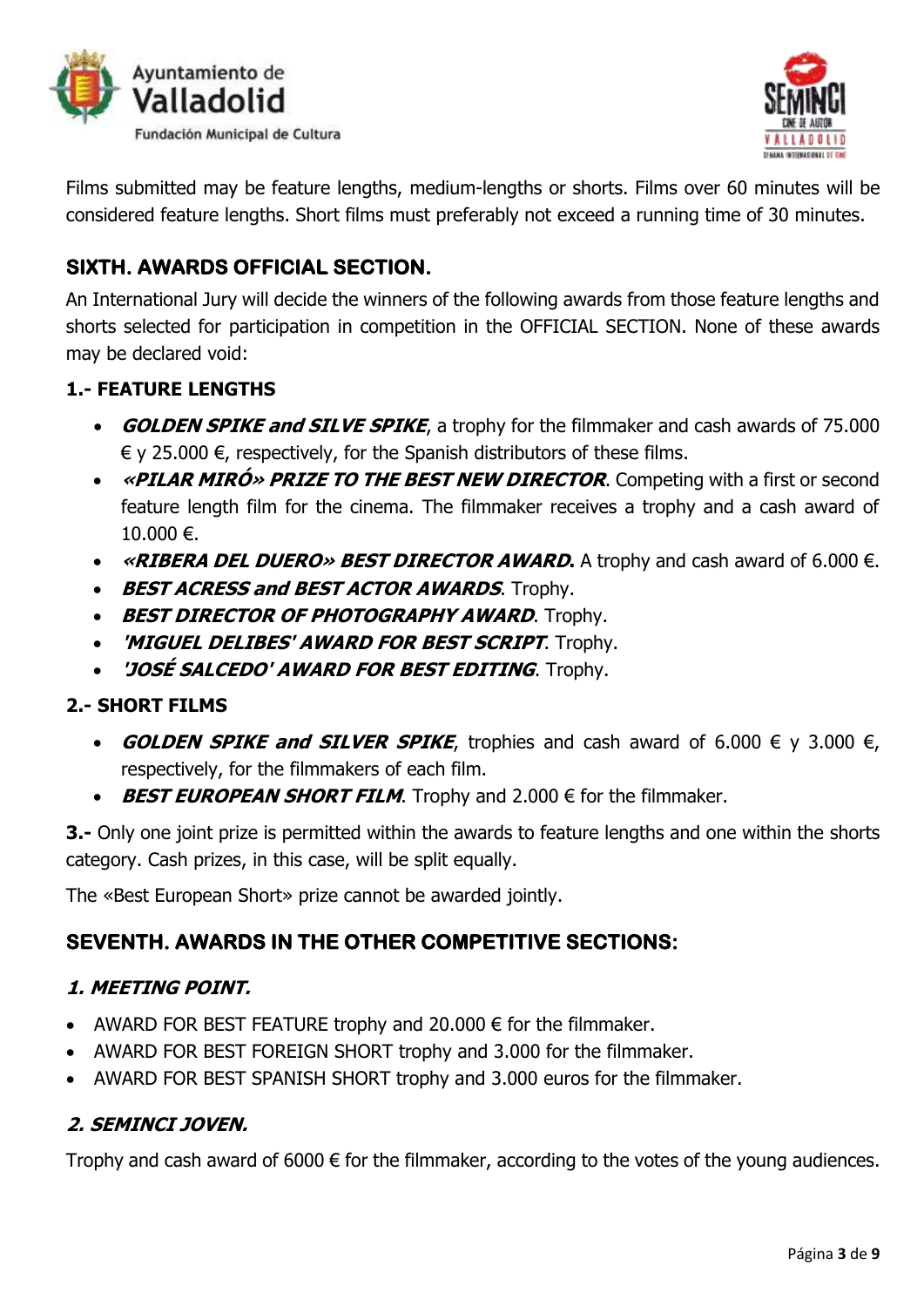Films submitted may be feature lengths, medium-lengths or shorts. Films over 60 minutes will be considered feature lengths. Short films must preferably not exceed a running time of 30 minutes.

## SIXTH. AWARDS OFFICIAL SECTION.

An International Jury will decide the winners of the following awards from those feature lengths and shorts selected for participation in competition in the OFFICIAL SECTION. None of these awards may be declared void:

### 1.- FEATURE LENGTHS

- ***GOLDEN SPIKE and SILVE SPIKE***, a trophy for the filmmaker and cash awards of 75.000 € y 25.000 €, respectively, for the Spanish distributors of these films.
- ***«PILAR MIRÓ» PRIZE TO THE BEST NEW DIRECTOR***. Competing with a first or second feature length film for the cinema. The filmmaker receives a trophy and a cash award of 10.000 €.
- ***«RIBERA DEL DUERO» BEST DIRECTOR AWARD.*** A trophy and cash award of 6.000 €.
- ***BEST ACRESS and BEST ACTOR AWARDS***. Trophy.
- ***BEST DIRECTOR OF PHOTOGRAPHY AWARD***. Trophy.
- ***'MIGUEL DELIBES' AWARD FOR BEST SCRIPT***. Trophy.
- ***'JOSÉ SALCEDO' AWARD FOR BEST EDITING***. Trophy.

### 2.- SHORT FILMS

- ***GOLDEN SPIKE and SILVER SPIKE***, trophies and cash award of 6.000 € y 3.000 €, respectively, for the filmmakers of each film.
- ***BEST EUROPEAN SHORT FILM***. Trophy and 2.000 € for the filmmaker.

**3.-** Only one joint prize is permitted within the awards to feature lengths and one within the shorts category. Cash prizes, in this case, will be split equally.

The «Best European Short» prize cannot be awarded jointly.

## SEVENTH. AWARDS IN THE OTHER COMPETITIVE SECTIONS:

### *1. MEETING POINT.*

- AWARD FOR BEST FEATURE trophy and 20.000 € for the filmmaker.
- AWARD FOR BEST FOREIGN SHORT trophy and 3.000 for the filmmaker.
- AWARD FOR BEST SPANISH SHORT trophy and 3.000 euros for the filmmaker.

### *2. SEMINCI JOVEN.*

Trophy and cash award of 6000 € for the filmmaker, according to the votes of the young audiences.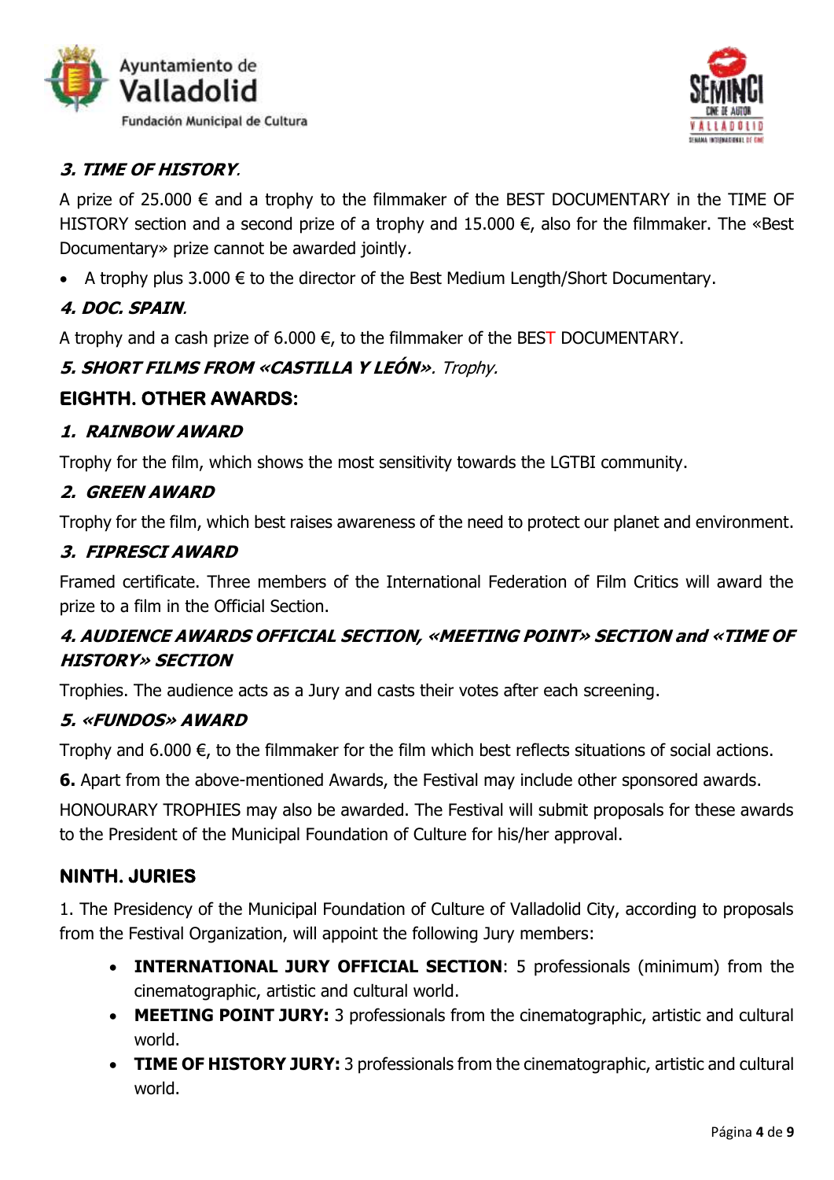### *3. TIME OF HISTORY.*

A prize of 25.000 € and a trophy to the filmmaker of the BEST DOCUMENTARY in the TIME OF HISTORY section and a second prize of a trophy and 15.000 €, also for the filmmaker. The «Best Documentary» prize cannot be awarded jointly.

- A trophy plus 3.000 € to the director of the Best Medium Length/Short Documentary.

### *4. DOC. SPAIN.*

A trophy and a cash prize of 6.000 €, to the filmmaker of the BEST DOCUMENTARY.

### *5. SHORT FILMS FROM «CASTILLA Y LEÓN». Trophy.*

## EIGHTH. OTHER AWARDS:

### *1. RAINBOW AWARD*

Trophy for the film, which shows the most sensitivity towards the LGTBI community.

### *2. GREEN AWARD*

Trophy for the film, which best raises awareness of the need to protect our planet and environment.

### *3. FIPRESCI AWARD*

Framed certificate. Three members of the International Federation of Film Critics will award the prize to a film in the Official Section.

### *4. AUDIENCE AWARDS OFFICIAL SECTION, «MEETING POINT» SECTION and «TIME OF HISTORY» SECTION*

Trophies. The audience acts as a Jury and casts their votes after each screening.

### *5. «FUNDOS» AWARD*

Trophy and 6.000 €, to the filmmaker for the film which best reflects situations of social actions.

**6.** Apart from the above-mentioned Awards, the Festival may include other sponsored awards.

HONOURARY TROPHIES may also be awarded. The Festival will submit proposals for these awards to the President of the Municipal Foundation of Culture for his/her approval.

## NINTH. JURIES

1. The Presidency of the Municipal Foundation of Culture of Valladolid City, according to proposals from the Festival Organization, will appoint the following Jury members:

- **INTERNATIONAL JURY OFFICIAL SECTION**: 5 professionals (minimum) from the cinematographic, artistic and cultural world.
- **MEETING POINT JURY:** 3 professionals from the cinematographic, artistic and cultural world.
- **TIME OF HISTORY JURY:** 3 professionals from the cinematographic, artistic and cultural world.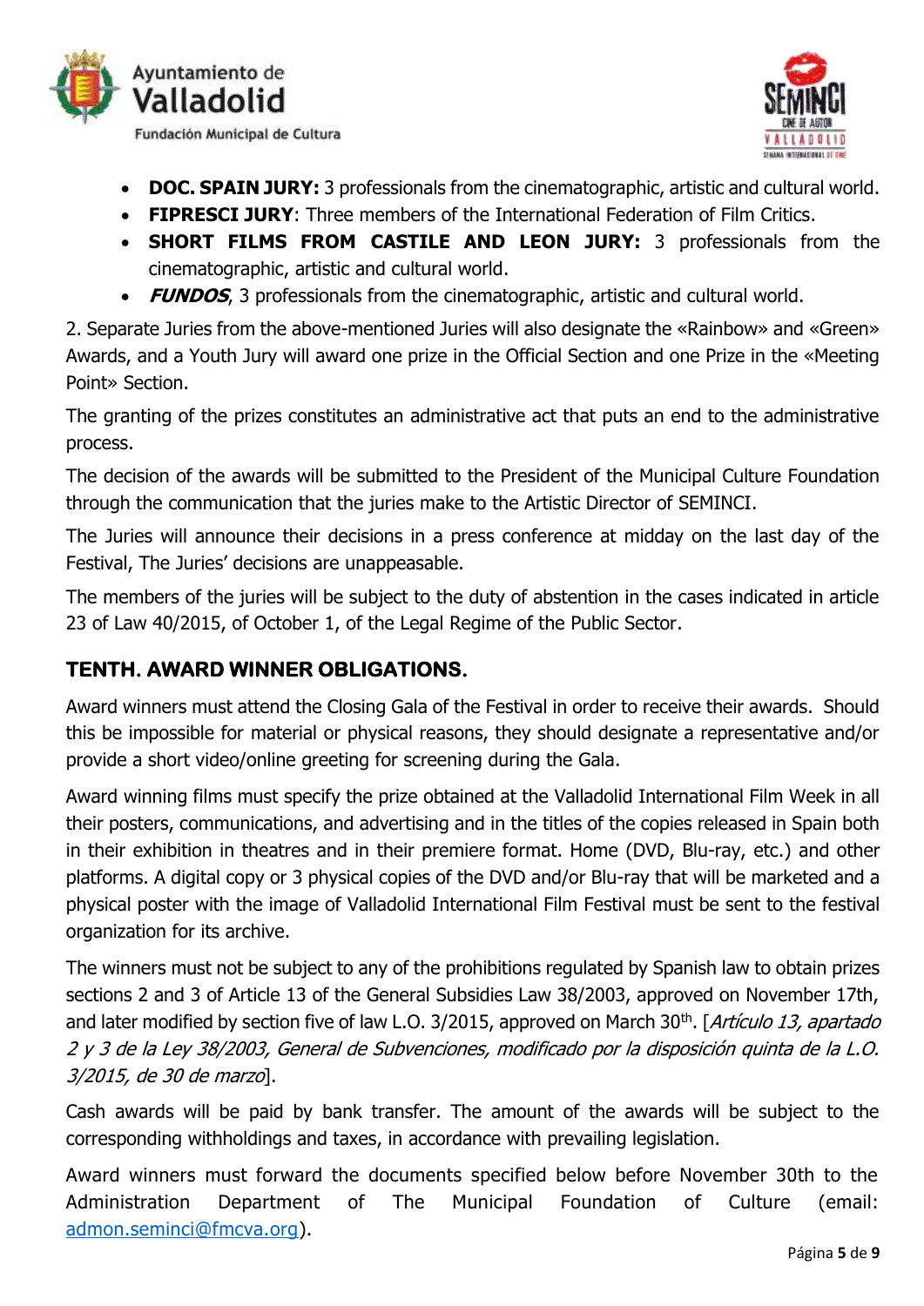- **DOC. SPAIN JURY:** 3 professionals from the cinematographic, artistic and cultural world.
- **FIPRESCI JURY**: Three members of the International Federation of Film Critics.
- **SHORT FILMS FROM CASTILE AND LEON JURY:** 3 professionals from the cinematographic, artistic and cultural world.
- ***FUNDOS***, 3 professionals from the cinematographic, artistic and cultural world.

2. Separate Juries from the above-mentioned Juries will also designate the «Rainbow» and «Green» Awards, and a Youth Jury will award one prize in the Official Section and one Prize in the «Meeting Point» Section.

The granting of the prizes constitutes an administrative act that puts an end to the administrative process.

The decision of the awards will be submitted to the President of the Municipal Culture Foundation through the communication that the juries make to the Artistic Director of SEMINCI.

The Juries will announce their decisions in a press conference at midday on the last day of the Festival, The Juries' decisions are unappeasable.

The members of the juries will be subject to the duty of abstention in the cases indicated in article 23 of Law 40/2015, of October 1, of the Legal Regime of the Public Sector.

## TENTH. AWARD WINNER OBLIGATIONS.

Award winners must attend the Closing Gala of the Festival in order to receive their awards. Should this be impossible for material or physical reasons, they should designate a representative and/or provide a short video/online greeting for screening during the Gala.

Award winning films must specify the prize obtained at the Valladolid International Film Week in all their posters, communications, and advertising and in the titles of the copies released in Spain both in their exhibition in theatres and in their premiere format. Home (DVD, Blu-ray, etc.) and other platforms. A digital copy or 3 physical copies of the DVD and/or Blu-ray that will be marketed and a physical poster with the image of Valladolid International Film Festival must be sent to the festival organization for its archive.

The winners must not be subject to any of the prohibitions regulated by Spanish law to obtain prizes sections 2 and 3 of Article 13 of the General Subsidies Law 38/2003, approved on November 17th, and later modified by section five of law L.O. 3/2015, approved on March 30th. [*Artículo 13, apartado 2 y 3 de la Ley 38/2003, General de Subvenciones, modificado por la disposición quinta de la L.O. 3/2015, de 30 de marzo*].

Cash awards will be paid by bank transfer. The amount of the awards will be subject to the corresponding withholdings and taxes, in accordance with prevailing legislation.

Award winners must forward the documents specified below before November 30th to the Administration Department of The Municipal Foundation of Culture (email: admon.seminci@fmcva.org).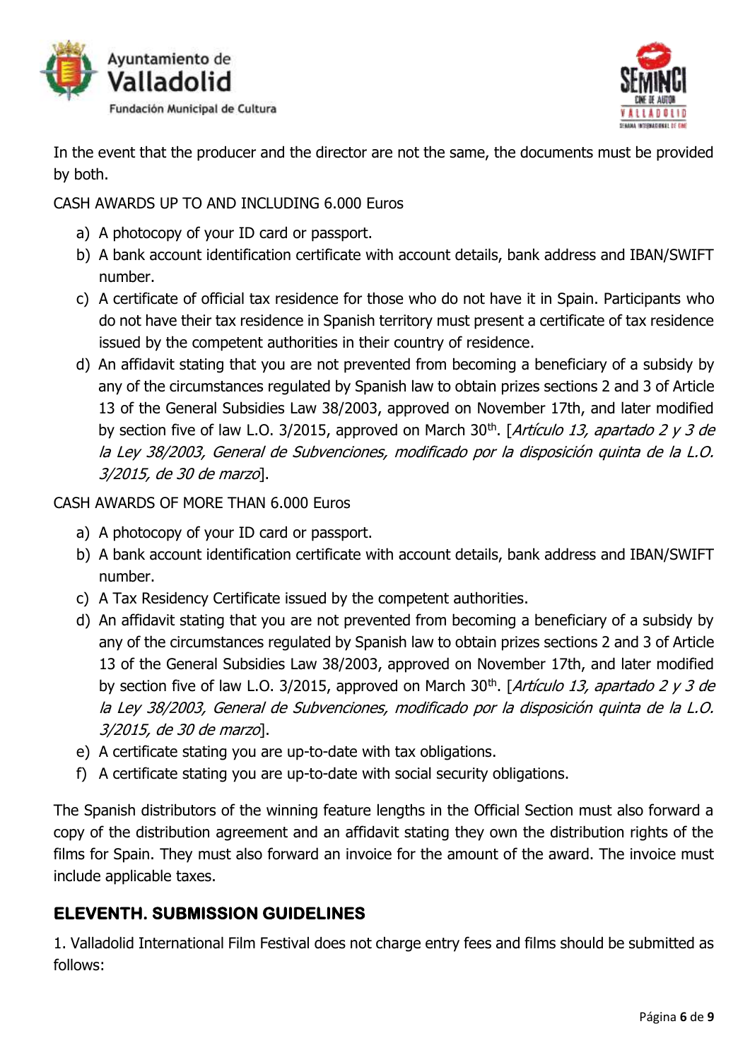In the event that the producer and the director are not the same, the documents must be provided by both.

CASH AWARDS UP TO AND INCLUDING 6.000 Euros

a) A photocopy of your ID card or passport.
b) A bank account identification certificate with account details, bank address and IBAN/SWIFT number.
c) A certificate of official tax residence for those who do not have it in Spain. Participants who do not have their tax residence in Spanish territory must present a certificate of tax residence issued by the competent authorities in their country of residence.
d) An affidavit stating that you are not prevented from becoming a beneficiary of a subsidy by any of the circumstances regulated by Spanish law to obtain prizes sections 2 and 3 of Article 13 of the General Subsidies Law 38/2003, approved on November 17th, and later modified by section five of law L.O. 3/2015, approved on March 30th. [*Artículo 13, apartado 2 y 3 de la Ley 38/2003, General de Subvenciones, modificado por la disposición quinta de la L.O. 3/2015, de 30 de marzo*].

CASH AWARDS OF MORE THAN 6.000 Euros

a) A photocopy of your ID card or passport.
b) A bank account identification certificate with account details, bank address and IBAN/SWIFT number.
c) A Tax Residency Certificate issued by the competent authorities.
d) An affidavit stating that you are not prevented from becoming a beneficiary of a subsidy by any of the circumstances regulated by Spanish law to obtain prizes sections 2 and 3 of Article 13 of the General Subsidies Law 38/2003, approved on November 17th, and later modified by section five of law L.O. 3/2015, approved on March 30th. [*Artículo 13, apartado 2 y 3 de la Ley 38/2003, General de Subvenciones, modificado por la disposición quinta de la L.O. 3/2015, de 30 de marzo*].
e) A certificate stating you are up-to-date with tax obligations.
f) A certificate stating you are up-to-date with social security obligations.

The Spanish distributors of the winning feature lengths in the Official Section must also forward a copy of the distribution agreement and an affidavit stating they own the distribution rights of the films for Spain. They must also forward an invoice for the amount of the award. The invoice must include applicable taxes.

## ELEVENTH. SUBMISSION GUIDELINES

1. Valladolid International Film Festival does not charge entry fees and films should be submitted as follows: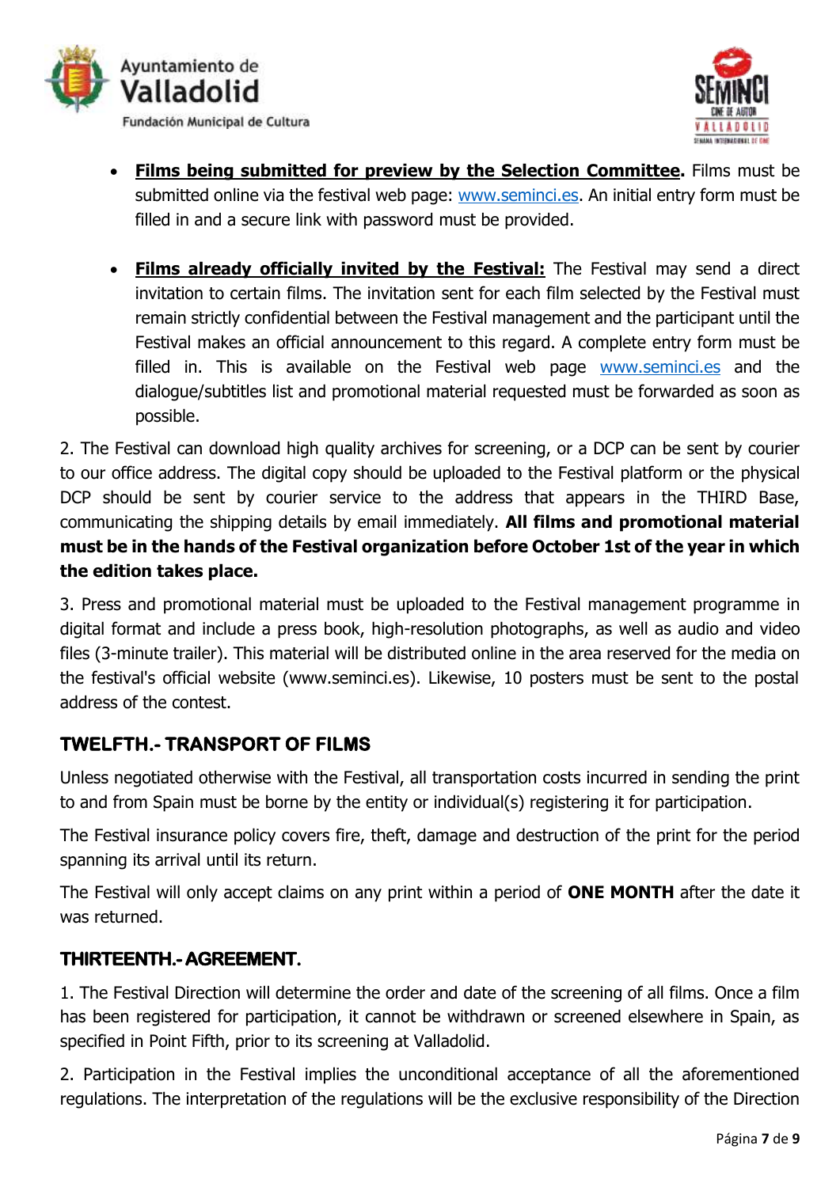- **Films being submitted for preview by the Selection Committee.** Films must be submitted online via the festival web page: www.seminci.es. An initial entry form must be filled in and a secure link with password must be provided.

- **Films already officially invited by the Festival:** The Festival may send a direct invitation to certain films. The invitation sent for each film selected by the Festival must remain strictly confidential between the Festival management and the participant until the Festival makes an official announcement to this regard. A complete entry form must be filled in. This is available on the Festival web page www.seminci.es and the dialogue/subtitles list and promotional material requested must be forwarded as soon as possible.

2. The Festival can download high quality archives for screening, or a DCP can be sent by courier to our office address. The digital copy should be uploaded to the Festival platform or the physical DCP should be sent by courier service to the address that appears in the THIRD Base, communicating the shipping details by email immediately. **All films and promotional material must be in the hands of the Festival organization before October 1st of the year in which the edition takes place.**

3. Press and promotional material must be uploaded to the Festival management programme in digital format and include a press book, high-resolution photographs, as well as audio and video files (3-minute trailer). This material will be distributed online in the area reserved for the media on the festival's official website (www.seminci.es). Likewise, 10 posters must be sent to the postal address of the contest.

## TWELFTH.- TRANSPORT OF FILMS

Unless negotiated otherwise with the Festival, all transportation costs incurred in sending the print to and from Spain must be borne by the entity or individual(s) registering it for participation.

The Festival insurance policy covers fire, theft, damage and destruction of the print for the period spanning its arrival until its return.

The Festival will only accept claims on any print within a period of **ONE MONTH** after the date it was returned.

## THIRTEENTH.- AGREEMENT.

1. The Festival Direction will determine the order and date of the screening of all films. Once a film has been registered for participation, it cannot be withdrawn or screened elsewhere in Spain, as specified in Point Fifth, prior to its screening at Valladolid.

2. Participation in the Festival implies the unconditional acceptance of all the aforementioned regulations. The interpretation of the regulations will be the exclusive responsibility of the Direction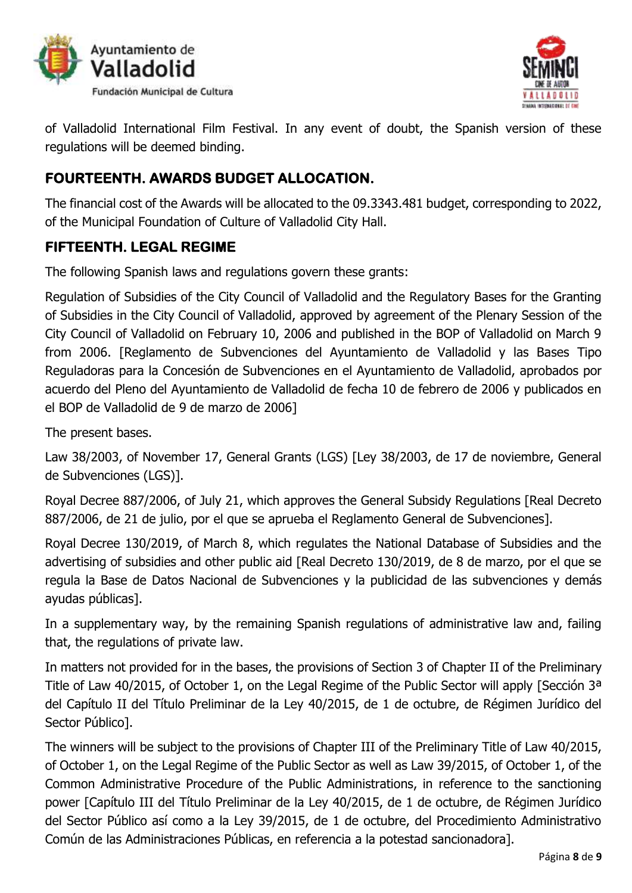of Valladolid International Film Festival. In any event of doubt, the Spanish version of these regulations will be deemed binding.

## FOURTEENTH. AWARDS BUDGET ALLOCATION.

The financial cost of the Awards will be allocated to the 09.3343.481 budget, corresponding to 2022, of the Municipal Foundation of Culture of Valladolid City Hall.

## FIFTEENTH. LEGAL REGIME

The following Spanish laws and regulations govern these grants:

Regulation of Subsidies of the City Council of Valladolid and the Regulatory Bases for the Granting of Subsidies in the City Council of Valladolid, approved by agreement of the Plenary Session of the City Council of Valladolid on February 10, 2006 and published in the BOP of Valladolid on March 9 from 2006. [Reglamento de Subvenciones del Ayuntamiento de Valladolid y las Bases Tipo Reguladoras para la Concesión de Subvenciones en el Ayuntamiento de Valladolid, aprobados por acuerdo del Pleno del Ayuntamiento de Valladolid de fecha 10 de febrero de 2006 y publicados en el BOP de Valladolid de 9 de marzo de 2006]

The present bases.

Law 38/2003, of November 17, General Grants (LGS) [Ley 38/2003, de 17 de noviembre, General de Subvenciones (LGS)].

Royal Decree 887/2006, of July 21, which approves the General Subsidy Regulations [Real Decreto 887/2006, de 21 de julio, por el que se aprueba el Reglamento General de Subvenciones].

Royal Decree 130/2019, of March 8, which regulates the National Database of Subsidies and the advertising of subsidies and other public aid [Real Decreto 130/2019, de 8 de marzo, por el que se regula la Base de Datos Nacional de Subvenciones y la publicidad de las subvenciones y demás ayudas públicas].

In a supplementary way, by the remaining Spanish regulations of administrative law and, failing that, the regulations of private law.

In matters not provided for in the bases, the provisions of Section 3 of Chapter II of the Preliminary Title of Law 40/2015, of October 1, on the Legal Regime of the Public Sector will apply [Sección 3ª del Capítulo II del Título Preliminar de la Ley 40/2015, de 1 de octubre, de Régimen Jurídico del Sector Público].

The winners will be subject to the provisions of Chapter III of the Preliminary Title of Law 40/2015, of October 1, on the Legal Regime of the Public Sector as well as Law 39/2015, of October 1, of the Common Administrative Procedure of the Public Administrations, in reference to the sanctioning power [Capítulo III del Título Preliminar de la Ley 40/2015, de 1 de octubre, de Régimen Jurídico del Sector Público así como a la Ley 39/2015, de 1 de octubre, del Procedimiento Administrativo Común de las Administraciones Públicas, en referencia a la potestad sancionadora].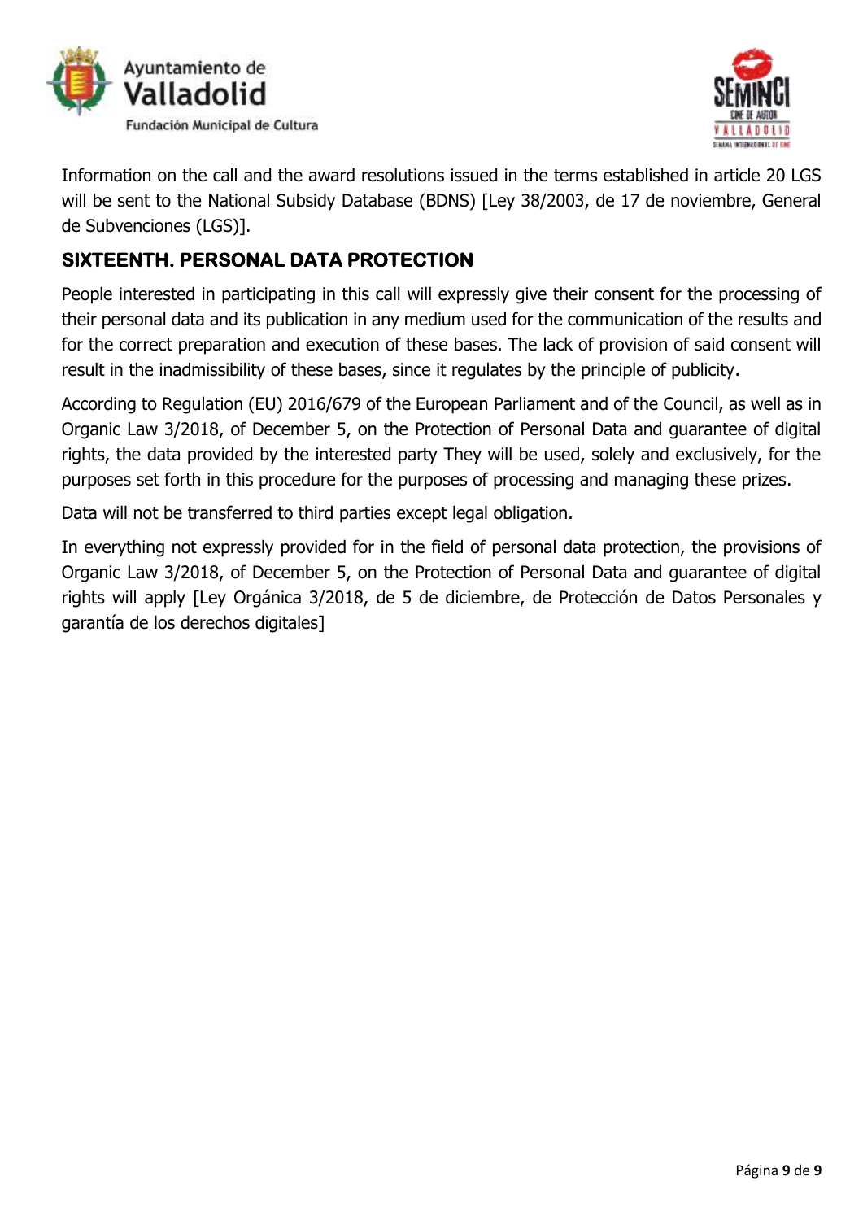Information on the call and the award resolutions issued in the terms established in article 20 LGS will be sent to the National Subsidy Database (BDNS) [Ley 38/2003, de 17 de noviembre, General de Subvenciones (LGS)].

## SIXTEENTH. PERSONAL DATA PROTECTION

People interested in participating in this call will expressly give their consent for the processing of their personal data and its publication in any medium used for the communication of the results and for the correct preparation and execution of these bases. The lack of provision of said consent will result in the inadmissibility of these bases, since it regulates by the principle of publicity.

According to Regulation (EU) 2016/679 of the European Parliament and of the Council, as well as in Organic Law 3/2018, of December 5, on the Protection of Personal Data and guarantee of digital rights, the data provided by the interested party They will be used, solely and exclusively, for the purposes set forth in this procedure for the purposes of processing and managing these prizes.

Data will not be transferred to third parties except legal obligation.

In everything not expressly provided for in the field of personal data protection, the provisions of Organic Law 3/2018, of December 5, on the Protection of Personal Data and guarantee of digital rights will apply [Ley Orgánica 3/2018, de 5 de diciembre, de Protección de Datos Personales y garantía de los derechos digitales]